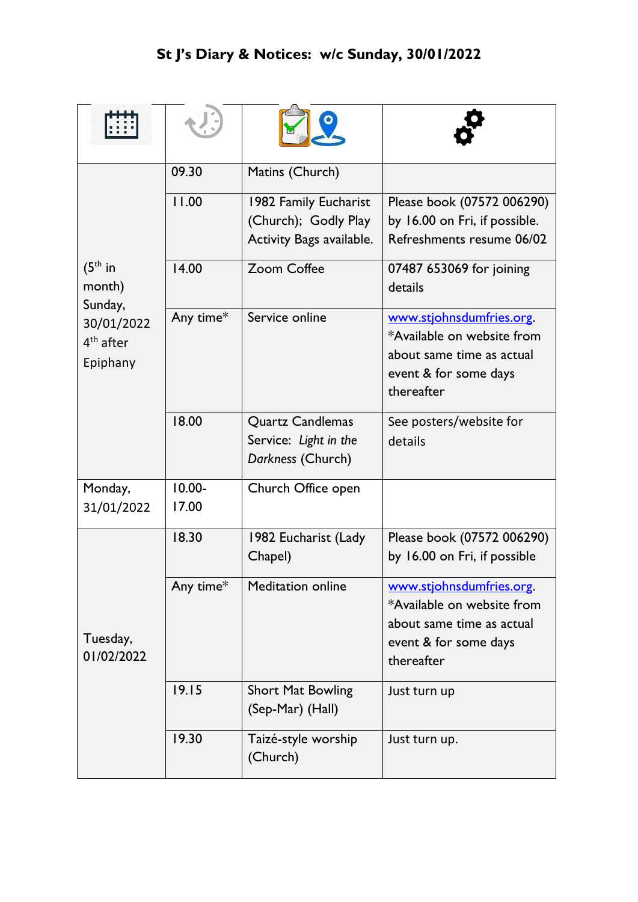# St J's Diary & Notices: w/c Sunday, 30/01/2022

| | | | |
|---|---|---|---|
| (5th in month) Sunday, 30/01/2022 4th after Epiphany | 09.30 | Matins (Church) | |
| | 11.00 | 1982 Family Eucharist (Church); Godly Play Activity Bags available. | Please book (07572 006290) by 16.00 on Fri, if possible. Refreshments resume 06/02 |
| | 14.00 | Zoom Coffee | 07487 653069 for joining details |
| | Any time* | Service online | www.stjohnsdumfries.org. *Available on website from about same time as actual event & for some days thereafter |
| | 18.00 | Quartz Candlemas Service: *Light in the Darkness* (Church) | See posters/website for details |
| Monday, 31/01/2022 | 10.00-17.00 | Church Office open | |
| Tuesday, 01/02/2022 | 18.30 | 1982 Eucharist (Lady Chapel) | Please book (07572 006290) by 16.00 on Fri, if possible |
| | Any time* | Meditation online | www.stjohnsdumfries.org. *Available on website from about same time as actual event & for some days thereafter |
| | 19.15 | Short Mat Bowling (Sep-Mar) (Hall) | Just turn up |
| | 19.30 | Taizé-style worship (Church) | Just turn up. |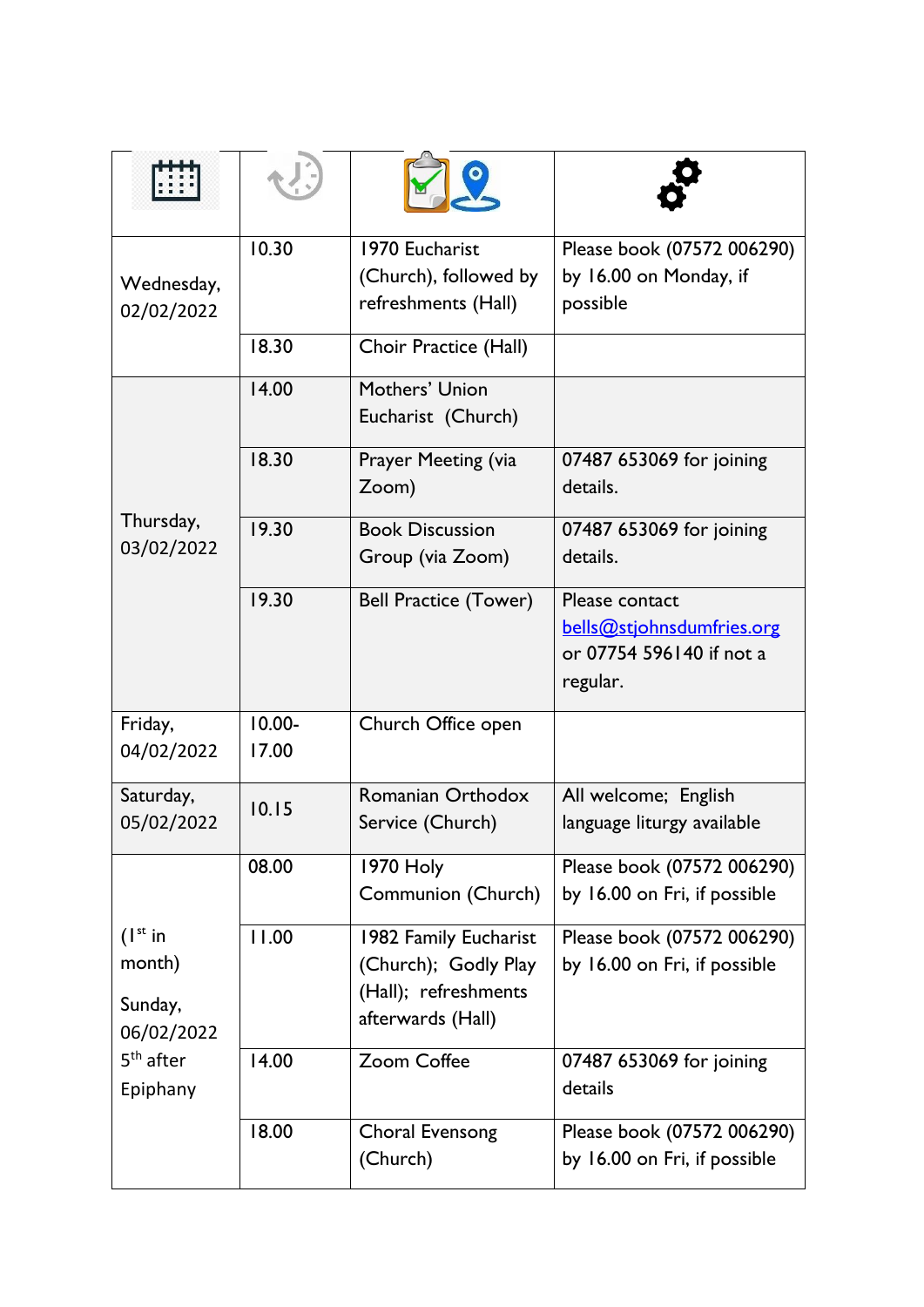| | | | |
|---|---|---|---|
| Wednesday, 02/02/2022 | 10.30 | 1970 Eucharist (Church), followed by refreshments (Hall) | Please book (07572 006290) by 16.00 on Monday, if possible |
| | 18.30 | Choir Practice (Hall) | |
| Thursday, 03/02/2022 | 14.00 | Mothers' Union Eucharist (Church) | |
| | 18.30 | Prayer Meeting (via Zoom) | 07487 653069 for joining details. |
| | 19.30 | Book Discussion Group (via Zoom) | 07487 653069 for joining details. |
| | 19.30 | Bell Practice (Tower) | Please contact bells@stjohnsdumfries.org or 07754 596140 if not a regular. |
| Friday, 04/02/2022 | 10.00-17.00 | Church Office open | |
| Saturday, 05/02/2022 | 10.15 | Romanian Orthodox Service (Church) | All welcome; English language liturgy available |
| (1st in month) Sunday, 06/02/2022 5th after Epiphany | 08.00 | 1970 Holy Communion (Church) | Please book (07572 006290) by 16.00 on Fri, if possible |
| | 11.00 | 1982 Family Eucharist (Church); Godly Play (Hall); refreshments afterwards (Hall) | Please book (07572 006290) by 16.00 on Fri, if possible |
| | 14.00 | Zoom Coffee | 07487 653069 for joining details |
| | 18.00 | Choral Evensong (Church) | Please book (07572 006290) by 16.00 on Fri, if possible |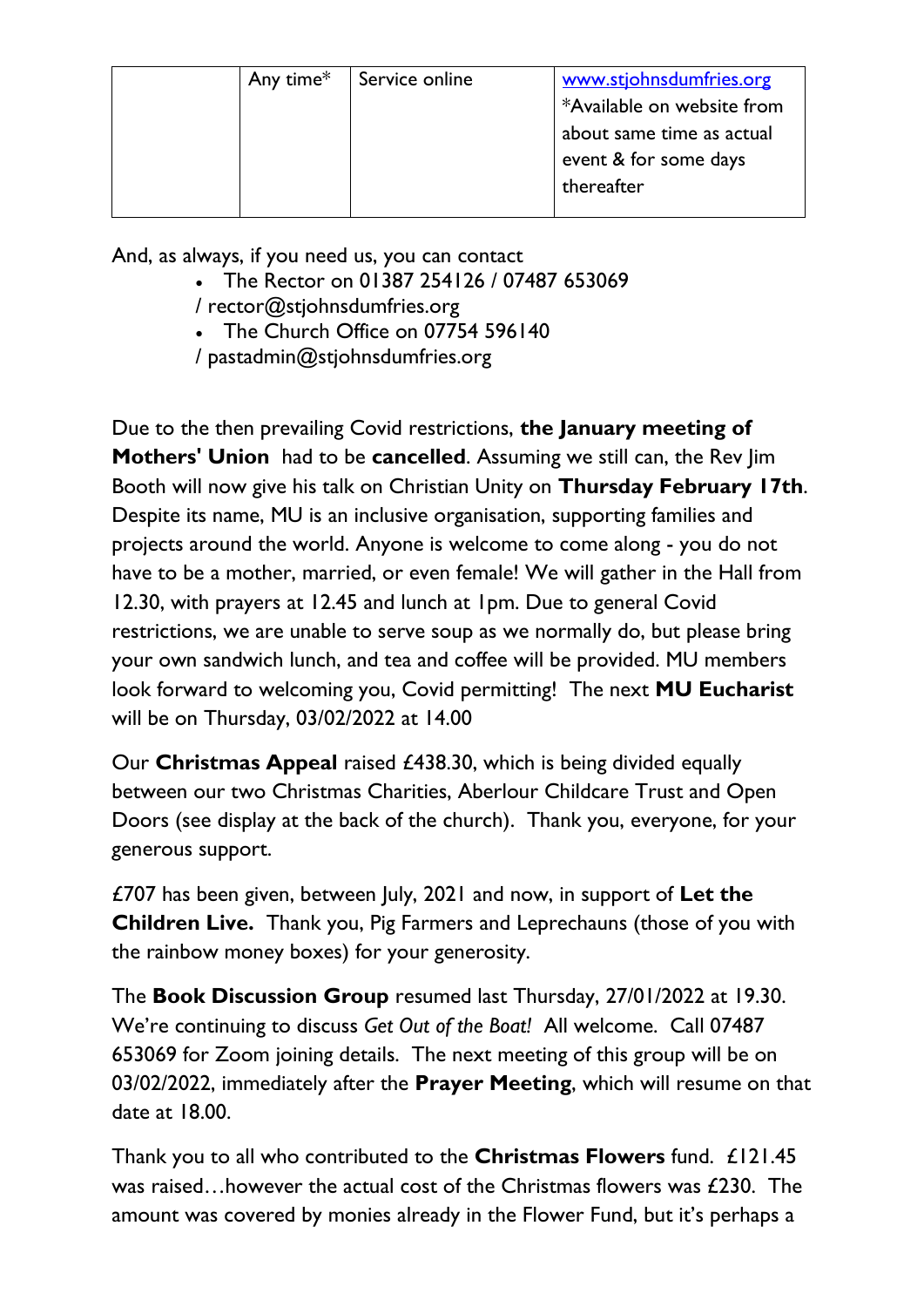|  | Any time* | Service online | www.stjohnsdumfries.org *Available on website from about same time as actual event & for some days thereafter |
|---|---|---|---|

And, as always, if you need us, you can contact

- The Rector on 01387 254126 / 07487 653069 / rector@stjohnsdumfries.org
- The Church Office on 07754 596140 / pastadmin@stjohnsdumfries.org

Due to the then prevailing Covid restrictions, **the January meeting of Mothers' Union** had to be **cancelled**. Assuming we still can, the Rev Jim Booth will now give his talk on Christian Unity on **Thursday February 17th**. Despite its name, MU is an inclusive organisation, supporting families and projects around the world. Anyone is welcome to come along - you do not have to be a mother, married, or even female! We will gather in the Hall from 12.30, with prayers at 12.45 and lunch at 1pm. Due to general Covid restrictions, we are unable to serve soup as we normally do, but please bring your own sandwich lunch, and tea and coffee will be provided. MU members look forward to welcoming you, Covid permitting! The next **MU Eucharist** will be on Thursday, 03/02/2022 at 14.00

Our **Christmas Appeal** raised £438.30, which is being divided equally between our two Christmas Charities, Aberlour Childcare Trust and Open Doors (see display at the back of the church). Thank you, everyone, for your generous support.

£707 has been given, between July, 2021 and now, in support of **Let the Children Live.** Thank you, Pig Farmers and Leprechauns (those of you with the rainbow money boxes) for your generosity.

The **Book Discussion Group** resumed last Thursday, 27/01/2022 at 19.30. We're continuing to discuss *Get Out of the Boat!* All welcome. Call 07487 653069 for Zoom joining details. The next meeting of this group will be on 03/02/2022, immediately after the **Prayer Meeting**, which will resume on that date at 18.00.

Thank you to all who contributed to the **Christmas Flowers** fund. £121.45 was raised…however the actual cost of the Christmas flowers was £230. The amount was covered by monies already in the Flower Fund, but it's perhaps a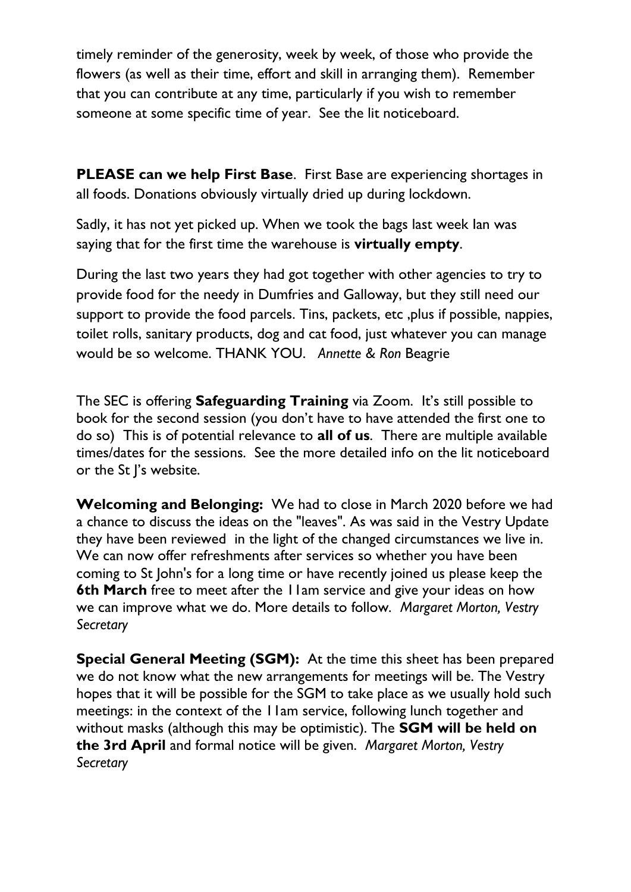timely reminder of the generosity, week by week, of those who provide the flowers (as well as their time, effort and skill in arranging them). Remember that you can contribute at any time, particularly if you wish to remember someone at some specific time of year. See the lit noticeboard.

**PLEASE can we help First Base**. First Base are experiencing shortages in all foods. Donations obviously virtually dried up during lockdown.

Sadly, it has not yet picked up. When we took the bags last week Ian was saying that for the first time the warehouse is **virtually empty**.

During the last two years they had got together with other agencies to try to provide food for the needy in Dumfries and Galloway, but they still need our support to provide the food parcels. Tins, packets, etc ,plus if possible, nappies, toilet rolls, sanitary products, dog and cat food, just whatever you can manage would be so welcome. THANK YOU. *Annette & Ron* Beagrie

The SEC is offering **Safeguarding Training** via Zoom. It's still possible to book for the second session (you don't have to have attended the first one to do so) This is of potential relevance to **all of us**. There are multiple available times/dates for the sessions. See the more detailed info on the lit noticeboard or the St J's website.

**Welcoming and Belonging:** We had to close in March 2020 before we had a chance to discuss the ideas on the "leaves". As was said in the Vestry Update they have been reviewed in the light of the changed circumstances we live in. We can now offer refreshments after services so whether you have been coming to St John's for a long time or have recently joined us please keep the **6th March** free to meet after the 11am service and give your ideas on how we can improve what we do. More details to follow. *Margaret Morton, Vestry Secretary*

**Special General Meeting (SGM):** At the time this sheet has been prepared we do not know what the new arrangements for meetings will be. The Vestry hopes that it will be possible for the SGM to take place as we usually hold such meetings: in the context of the 11am service, following lunch together and without masks (although this may be optimistic). The **SGM will be held on the 3rd April** and formal notice will be given. *Margaret Morton, Vestry Secretary*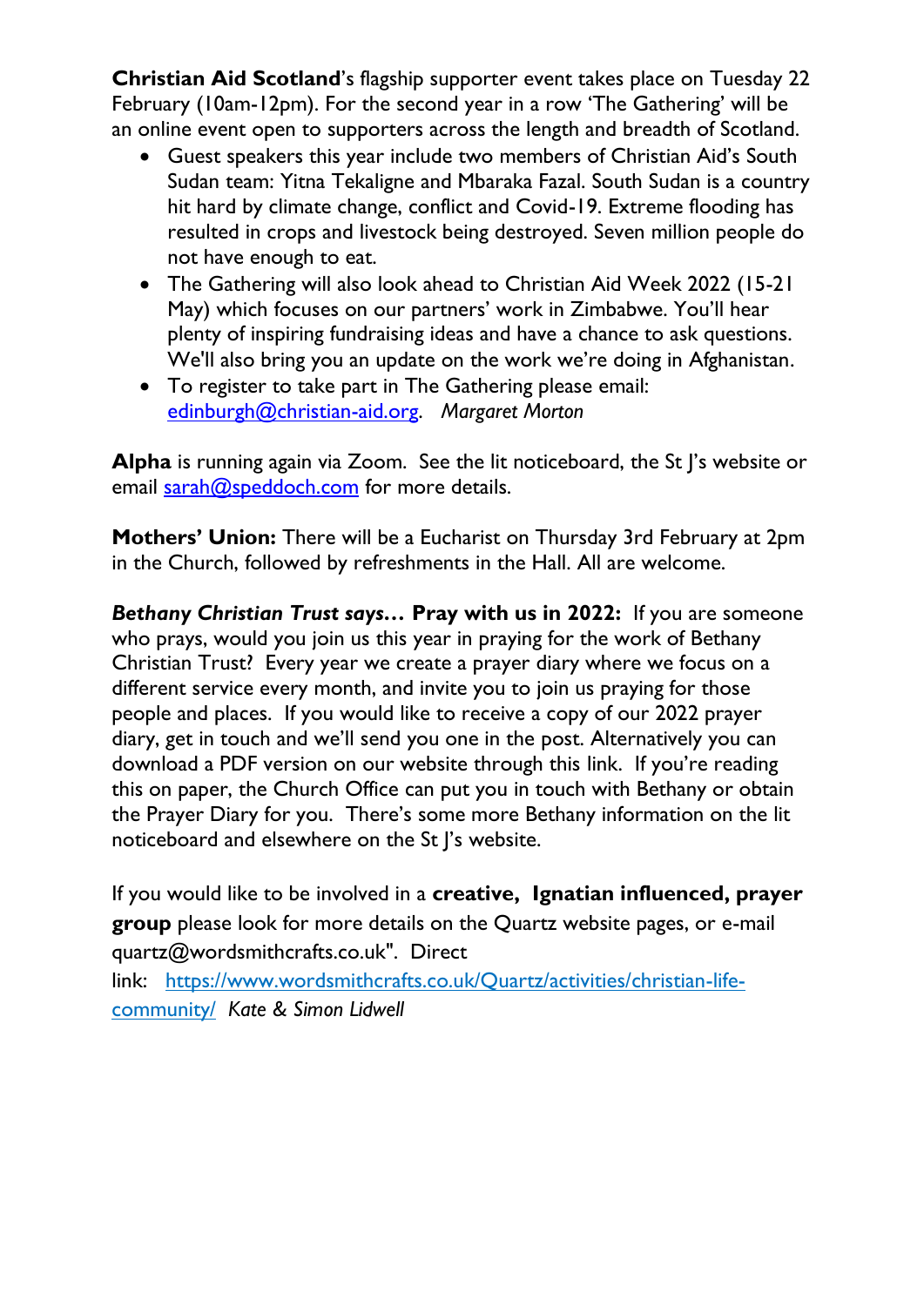**Christian Aid Scotland**'s flagship supporter event takes place on Tuesday 22 February (10am-12pm). For the second year in a row 'The Gathering' will be an online event open to supporters across the length and breadth of Scotland.

- Guest speakers this year include two members of Christian Aid's South Sudan team: Yitna Tekaligne and Mbaraka Fazal. South Sudan is a country hit hard by climate change, conflict and Covid-19. Extreme flooding has resulted in crops and livestock being destroyed. Seven million people do not have enough to eat.
- The Gathering will also look ahead to Christian Aid Week 2022 (15-21 May) which focuses on our partners' work in Zimbabwe. You'll hear plenty of inspiring fundraising ideas and have a chance to ask questions. We'll also bring you an update on the work we're doing in Afghanistan.
- To register to take part in The Gathering please email: edinburgh@christian-aid.org. *Margaret Morton*

**Alpha** is running again via Zoom. See the lit noticeboard, the St J's website or email sarah@speddoch.com for more details.

**Mothers' Union:** There will be a Eucharist on Thursday 3rd February at 2pm in the Church, followed by refreshments in the Hall. All are welcome.

***Bethany Christian Trust says…* Pray with us in 2022:** If you are someone who prays, would you join us this year in praying for the work of Bethany Christian Trust? Every year we create a prayer diary where we focus on a different service every month, and invite you to join us praying for those people and places. If you would like to receive a copy of our 2022 prayer diary, get in touch and we'll send you one in the post. Alternatively you can download a PDF version on our website through this link. If you're reading this on paper, the Church Office can put you in touch with Bethany or obtain the Prayer Diary for you. There's some more Bethany information on the lit noticeboard and elsewhere on the St J's website.

If you would like to be involved in a **creative, Ignatian influenced, prayer group** please look for more details on the Quartz website pages, or e-mail quartz@wordsmithcrafts.co.uk". Direct link: https://www.wordsmithcrafts.co.uk/Quartz/activities/christian-life-community/ *Kate & Simon Lidwell*